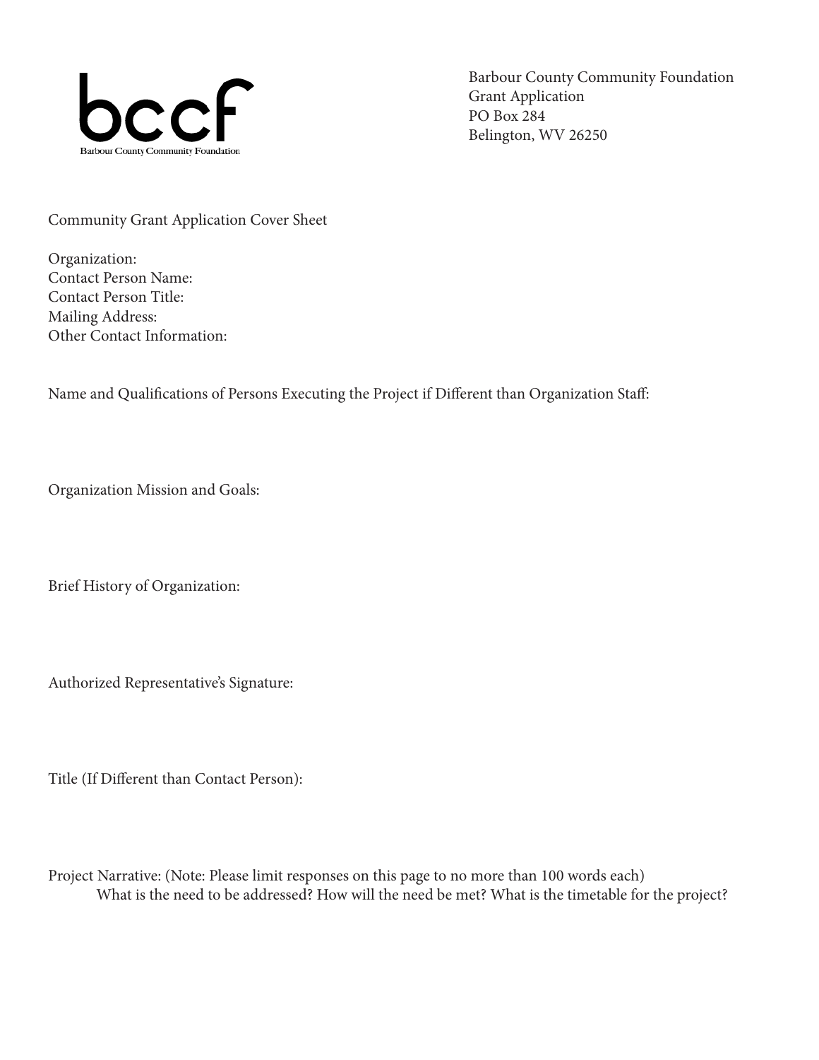bccf

Barbour County Community Foundation

Barbour County Community Foundation
Grant Application
PO Box 284
Belington, WV 26250

## Community Grant Application Cover Sheet

Organization:
Contact Person Name:
Contact Person Title:
Mailing Address:
Other Contact Information:

Name and Qualifications of Persons Executing the Project if Different than Organization Staff:

Organization Mission and Goals:

Brief History of Organization:

Authorized Representative's Signature:

Title (If Different than Contact Person):

Project Narrative: (Note: Please limit responses on this page to no more than 100 words each)
What is the need to be addressed? How will the need be met? What is the timetable for the project?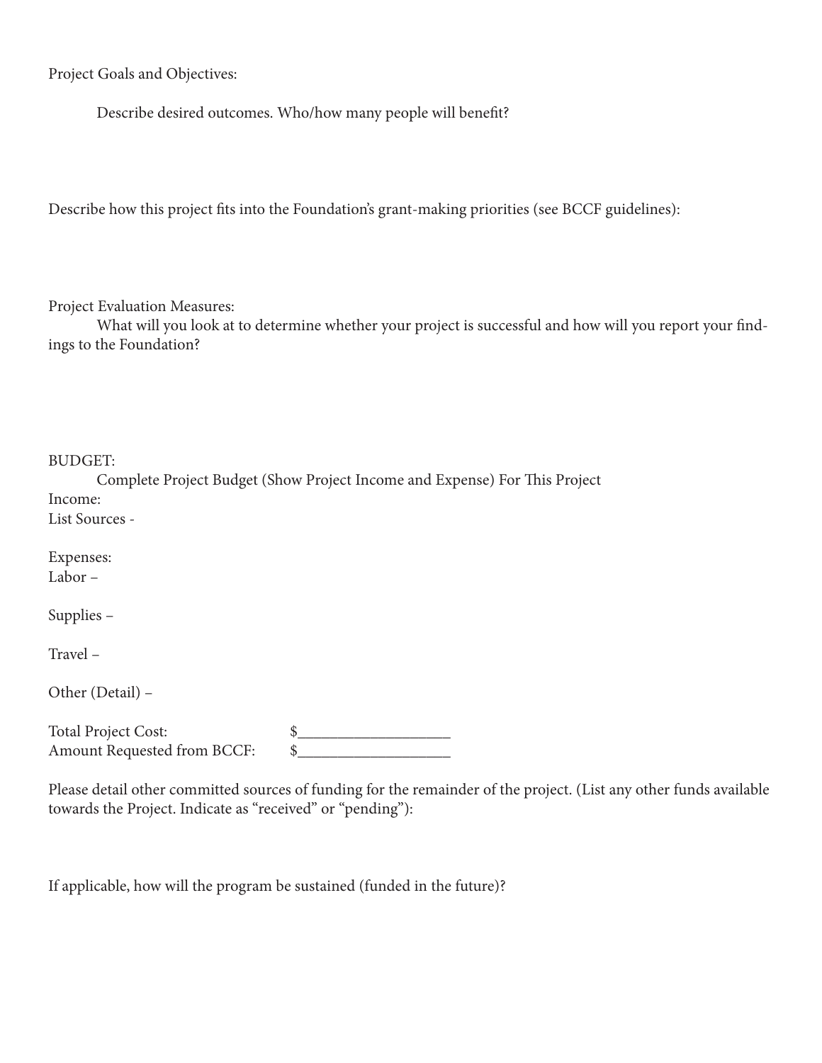Project Goals and Objectives:

Describe desired outcomes. Who/how many people will benefit?

Describe how this project fits into the Foundation's grant-making priorities (see BCCF guidelines):

Project Evaluation Measures:

What will you look at to determine whether your project is successful and how will you report your findings to the Foundation?

BUDGET:

Complete Project Budget (Show Project Income and Expense) For This Project

Income:

List Sources -

Expenses:

Labor –

Supplies –

Travel –

Other (Detail) –

Total Project Cost: $___________________

Amount Requested from BCCF: $___________________

Please detail other committed sources of funding for the remainder of the project. (List any other funds available towards the Project. Indicate as "received" or "pending"):

If applicable, how will the program be sustained (funded in the future)?